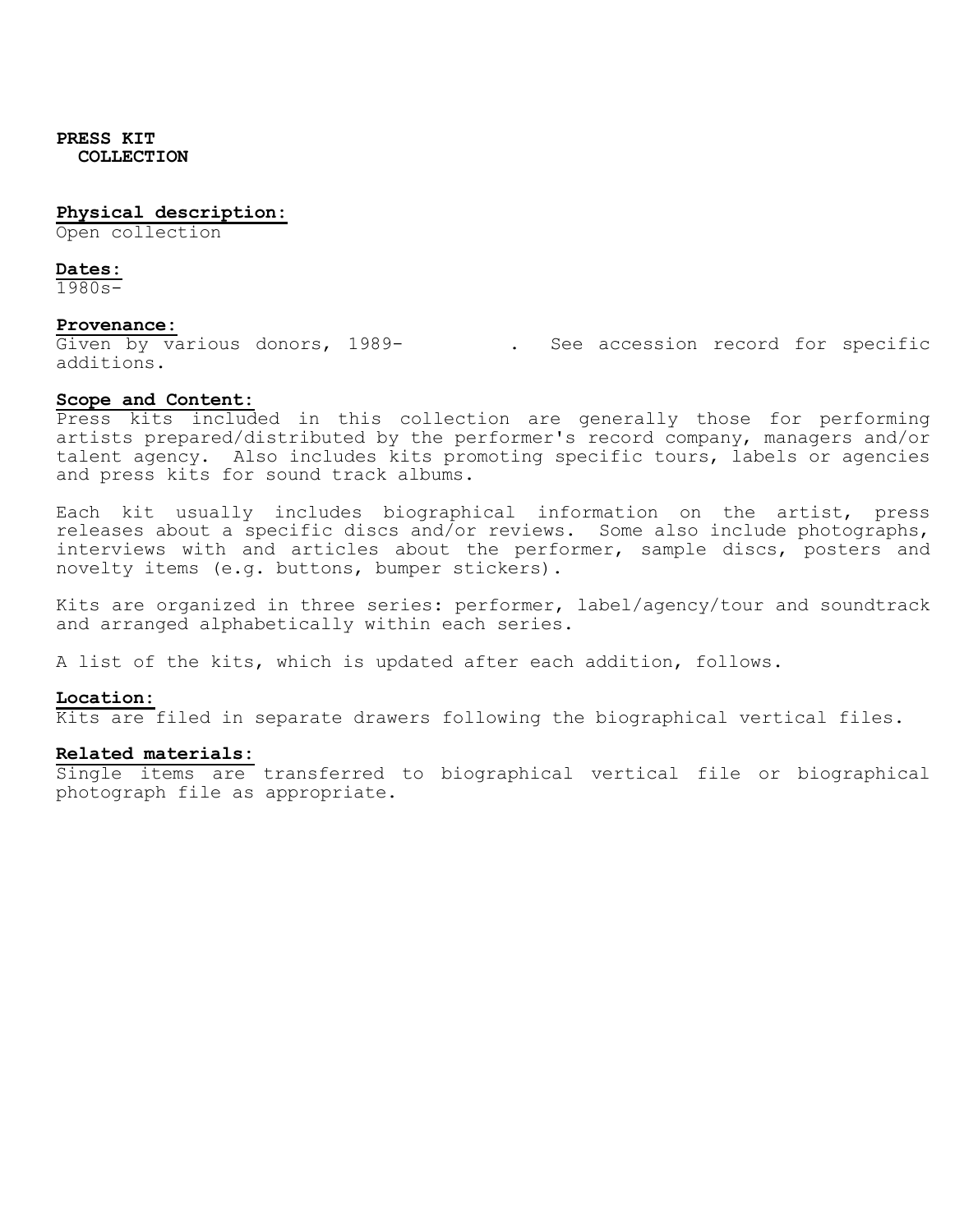# PRESS KIT COLLECTION

**Physical description:**
Open collection

**Dates:**
1980s-

**Provenance:**
Given by various donors, 1989- . See accession record for specific additions.

**Scope and Content:**
Press kits included in this collection are generally those for performing artists prepared/distributed by the performer's record company, managers and/or talent agency. Also includes kits promoting specific tours, labels or agencies and press kits for sound track albums.

Each kit usually includes biographical information on the artist, press releases about a specific discs and/or reviews. Some also include photographs, interviews with and articles about the performer, sample discs, posters and novelty items (e.g. buttons, bumper stickers).

Kits are organized in three series: performer, label/agency/tour and soundtrack and arranged alphabetically within each series.

A list of the kits, which is updated after each addition, follows.

**Location:**
Kits are filed in separate drawers following the biographical vertical files.

**Related materials:**
Single items are transferred to biographical vertical file or biographical photograph file as appropriate.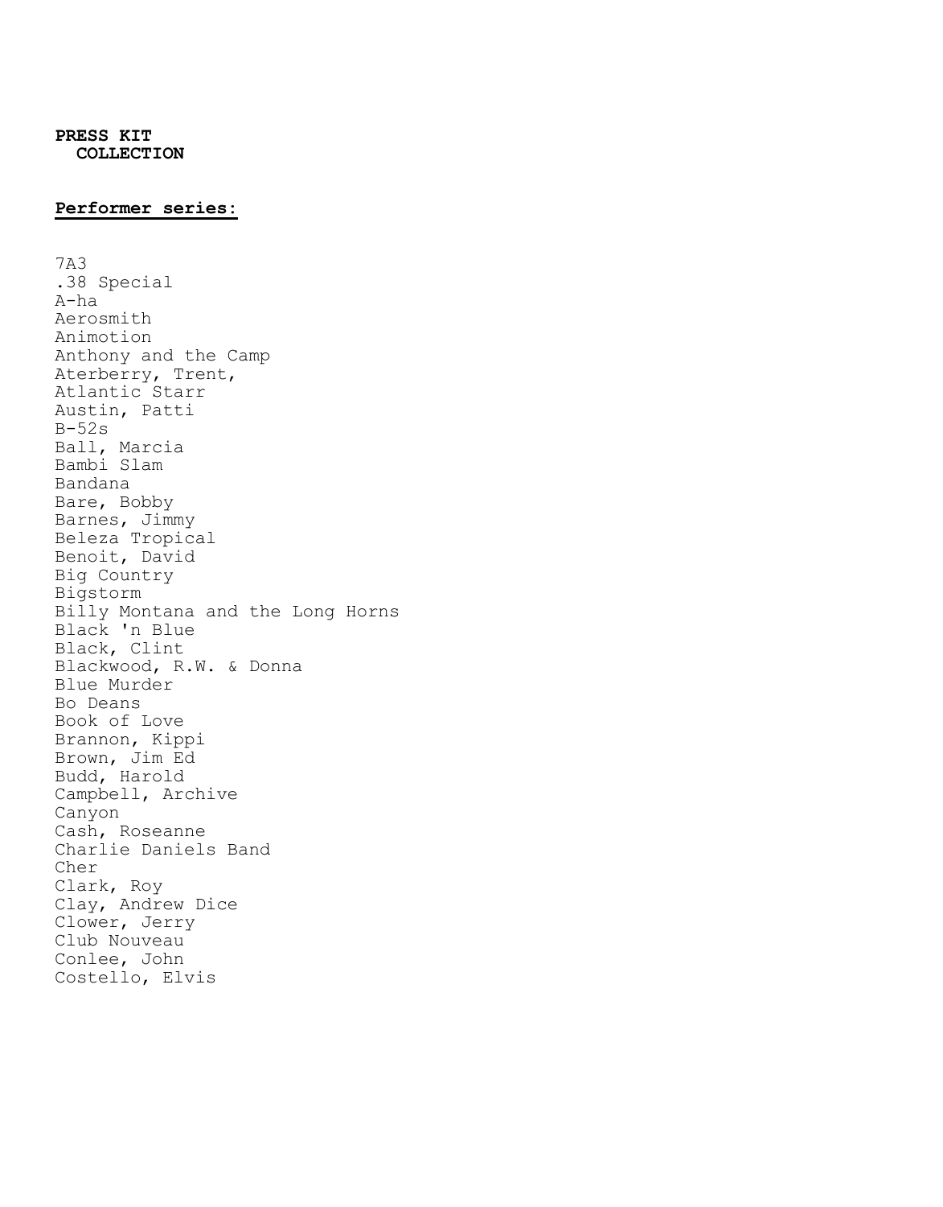**PRESS KIT**
**COLLECTION**

**Performer series:**

7A3
.38 Special
A-ha
Aerosmith
Animotion
Anthony and the Camp
Aterberry, Trent,
Atlantic Starr
Austin, Patti
B-52s
Ball, Marcia
Bambi Slam
Bandana
Bare, Bobby
Barnes, Jimmy
Beleza Tropical
Benoit, David
Big Country
Bigstorm
Billy Montana and the Long Horns
Black 'n Blue
Black, Clint
Blackwood, R.W. & Donna
Blue Murder
Bo Deans
Book of Love
Brannon, Kippi
Brown, Jim Ed
Budd, Harold
Campbell, Archive
Canyon
Cash, Roseanne
Charlie Daniels Band
Cher
Clark, Roy
Clay, Andrew Dice
Clower, Jerry
Club Nouveau
Conlee, John
Costello, Elvis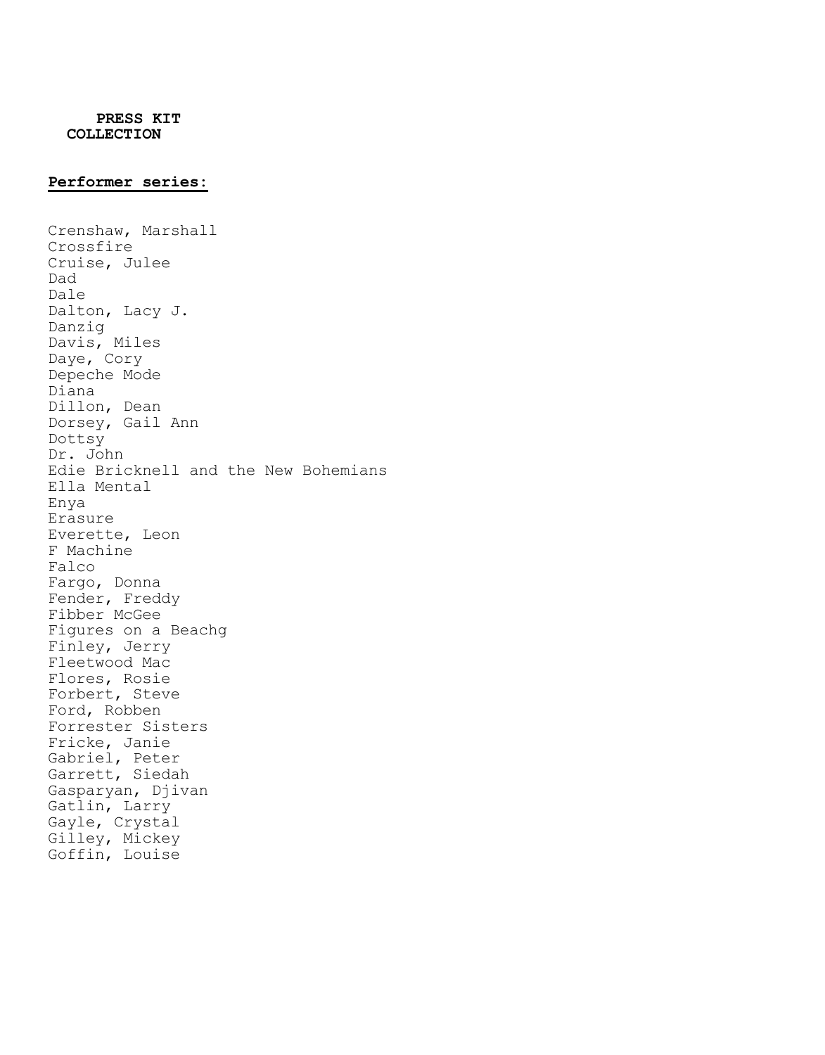**PRESS KIT COLLECTION**

**Performer series:**

Crenshaw, Marshall
Crossfire
Cruise, Julee
Dad
Dale
Dalton, Lacy J.
Danzig
Davis, Miles
Daye, Cory
Depeche Mode
Diana
Dillon, Dean
Dorsey, Gail Ann
Dottsy
Dr. John
Edie Bricknell and the New Bohemians
Ella Mental
Enya
Erasure
Everette, Leon
F Machine
Falco
Fargo, Donna
Fender, Freddy
Fibber McGee
Figures on a Beachg
Finley, Jerry
Fleetwood Mac
Flores, Rosie
Forbert, Steve
Ford, Robben
Forrester Sisters
Fricke, Janie
Gabriel, Peter
Garrett, Siedah
Gasparyan, Djivan
Gatlin, Larry
Gayle, Crystal
Gilley, Mickey
Goffin, Louise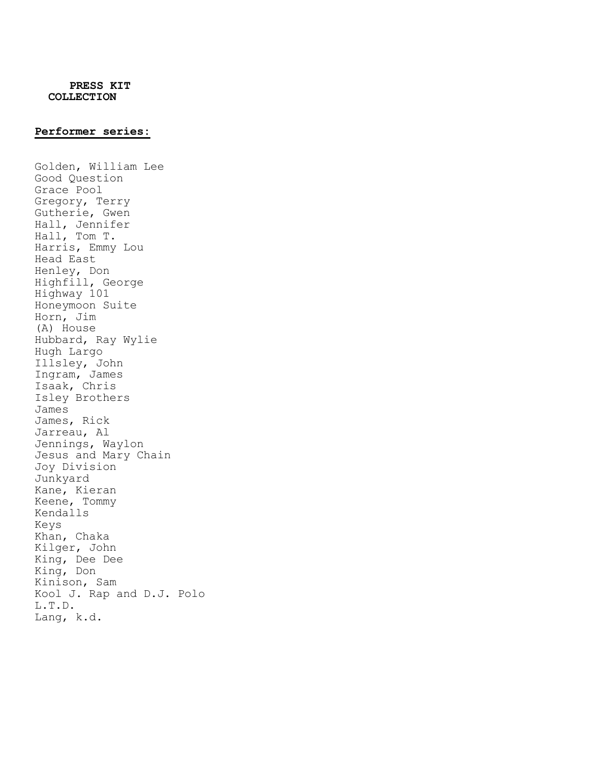**PRESS KIT COLLECTION**

**<u>Performer series:</u>**

Golden, William Lee
Good Question
Grace Pool
Gregory, Terry
Gutherie, Gwen
Hall, Jennifer
Hall, Tom T.
Harris, Emmy Lou
Head East
Henley, Don
Highfill, George
Highway 101
Honeymoon Suite
Horn, Jim
(A) House
Hubbard, Ray Wylie
Hugh Largo
Illsley, John
Ingram, James
Isaak, Chris
Isley Brothers
James
James, Rick
Jarreau, Al
Jennings, Waylon
Jesus and Mary Chain
Joy Division
Junkyard
Kane, Kieran
Keene, Tommy
Kendalls
Keys
Khan, Chaka
Kilger, John
King, Dee Dee
King, Don
Kinison, Sam
Kool J. Rap and D.J. Polo
L.T.D.
Lang, k.d.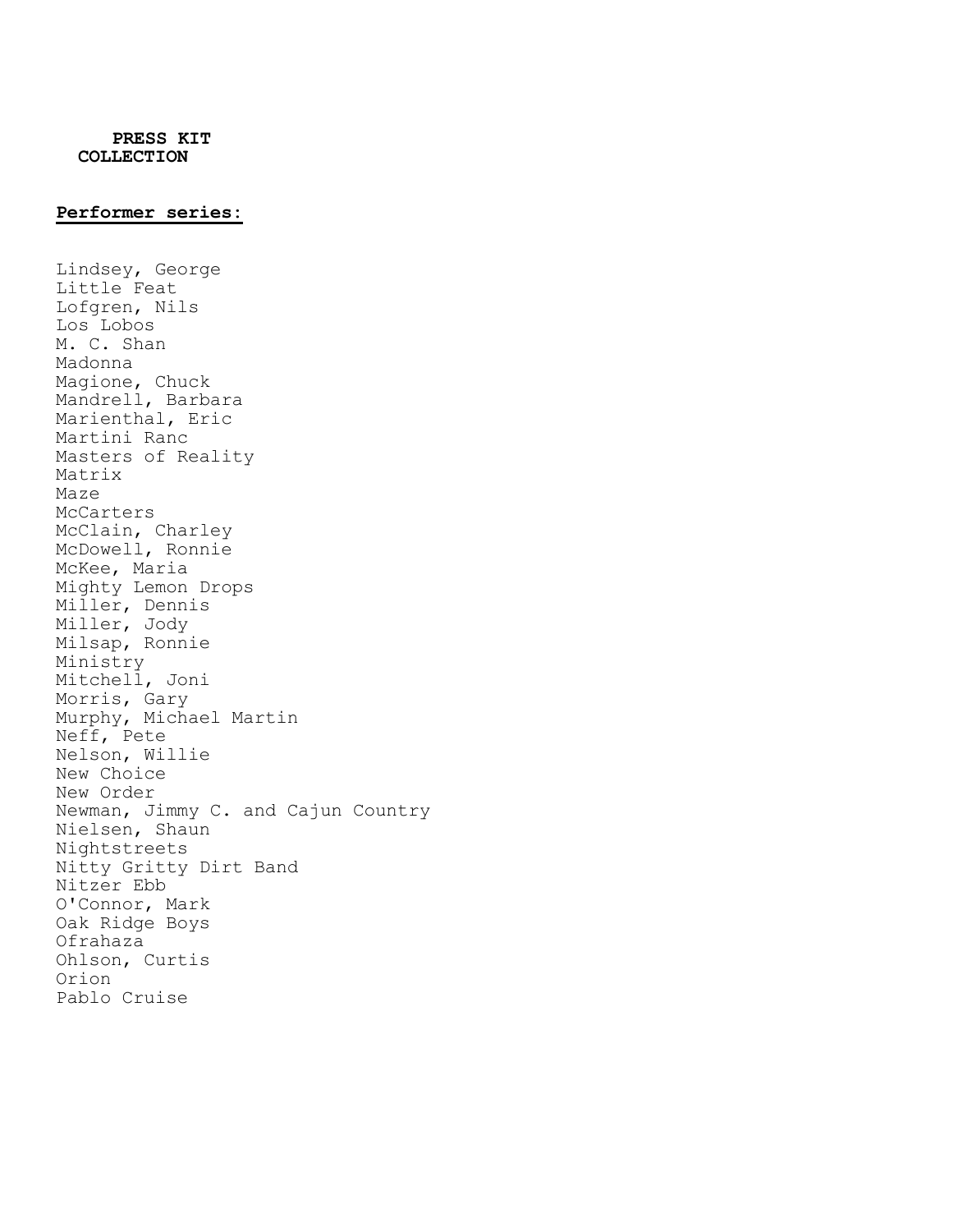**PRESS KIT COLLECTION**

**Performer series:**

Lindsey, George
Little Feat
Lofgren, Nils
Los Lobos
M. C. Shan
Madonna
Magione, Chuck
Mandrell, Barbara
Marienthal, Eric
Martini Ranc
Masters of Reality
Matrix
Maze
McCarters
McClain, Charley
McDowell, Ronnie
McKee, Maria
Mighty Lemon Drops
Miller, Dennis
Miller, Jody
Milsap, Ronnie
Ministry
Mitchell, Joni
Morris, Gary
Murphy, Michael Martin
Neff, Pete
Nelson, Willie
New Choice
New Order
Newman, Jimmy C. and Cajun Country
Nielsen, Shaun
Nightstreets
Nitty Gritty Dirt Band
Nitzer Ebb
O'Connor, Mark
Oak Ridge Boys
Ofrahaza
Ohlson, Curtis
Orion
Pablo Cruise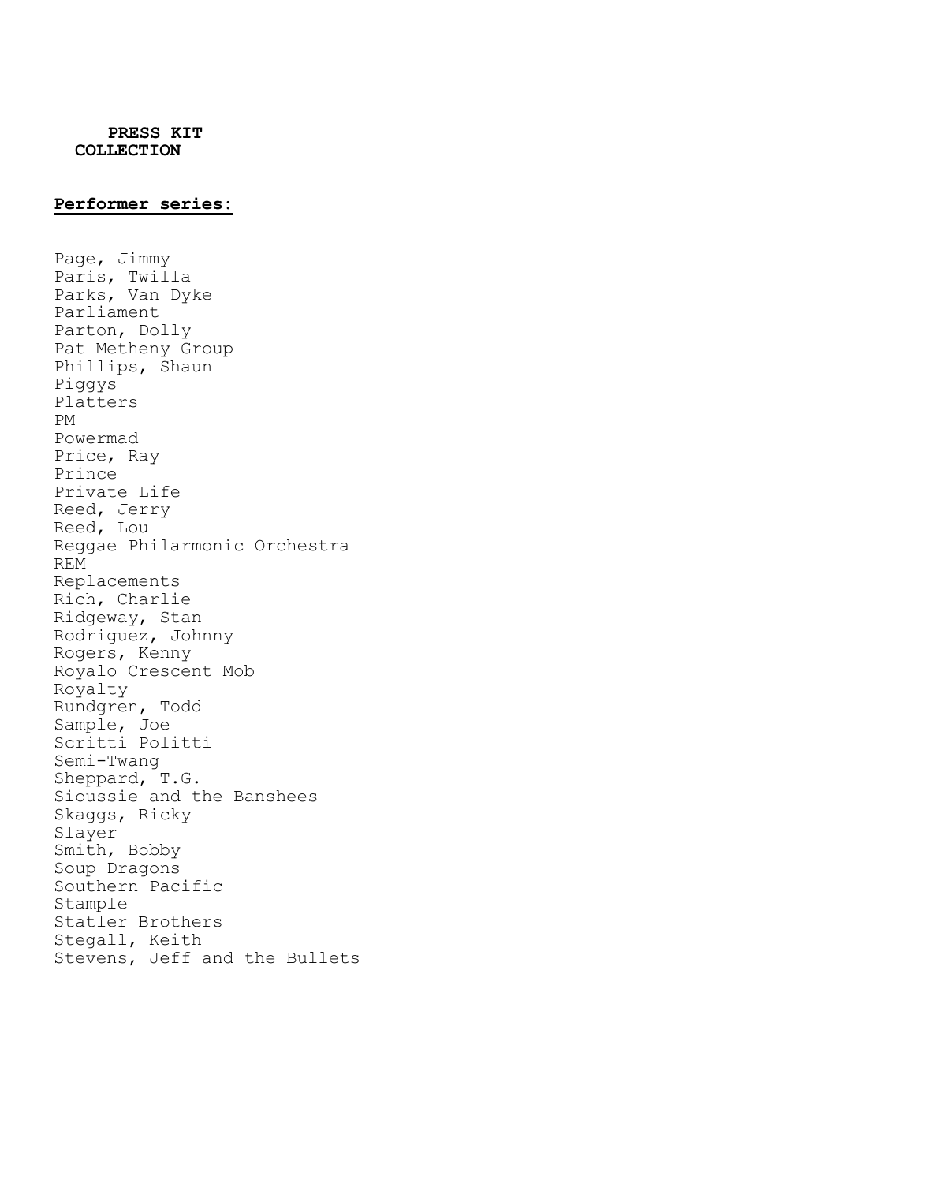**PRESS KIT COLLECTION**

**Performer series:**

Page, Jimmy
Paris, Twilla
Parks, Van Dyke
Parliament
Parton, Dolly
Pat Metheny Group
Phillips, Shaun
Piggys
Platters
PM
Powermad
Price, Ray
Prince
Private Life
Reed, Jerry
Reed, Lou
Reggae Philarmonic Orchestra
REM
Replacements
Rich, Charlie
Ridgeway, Stan
Rodriguez, Johnny
Rogers, Kenny
Royalo Crescent Mob
Royalty
Rundgren, Todd
Sample, Joe
Scritti Politti
Semi-Twang
Sheppard, T.G.
Sioussie and the Banshees
Skaggs, Ricky
Slayer
Smith, Bobby
Soup Dragons
Southern Pacific
Stample
Statler Brothers
Stegall, Keith
Stevens, Jeff and the Bullets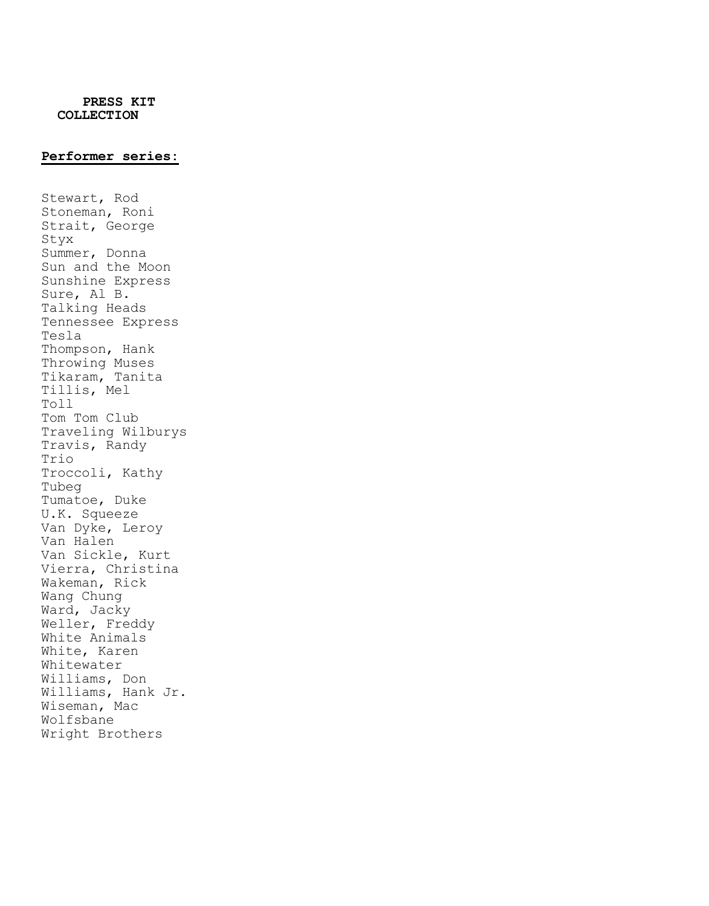**PRESS KIT COLLECTION**

**Performer series:**

Stewart, Rod
Stoneman, Roni
Strait, George
Styx
Summer, Donna
Sun and the Moon
Sunshine Express
Sure, Al B.
Talking Heads
Tennessee Express
Tesla
Thompson, Hank
Throwing Muses
Tikaram, Tanita
Tillis, Mel
Toll
Tom Tom Club
Traveling Wilburys
Travis, Randy
Trio
Troccoli, Kathy
Tubeg
Tumatoe, Duke
U.K. Squeeze
Van Dyke, Leroy
Van Halen
Van Sickle, Kurt
Vierra, Christina
Wakeman, Rick
Wang Chung
Ward, Jacky
Weller, Freddy
White Animals
White, Karen
Whitewater
Williams, Don
Williams, Hank Jr.
Wiseman, Mac
Wolfsbane
Wright Brothers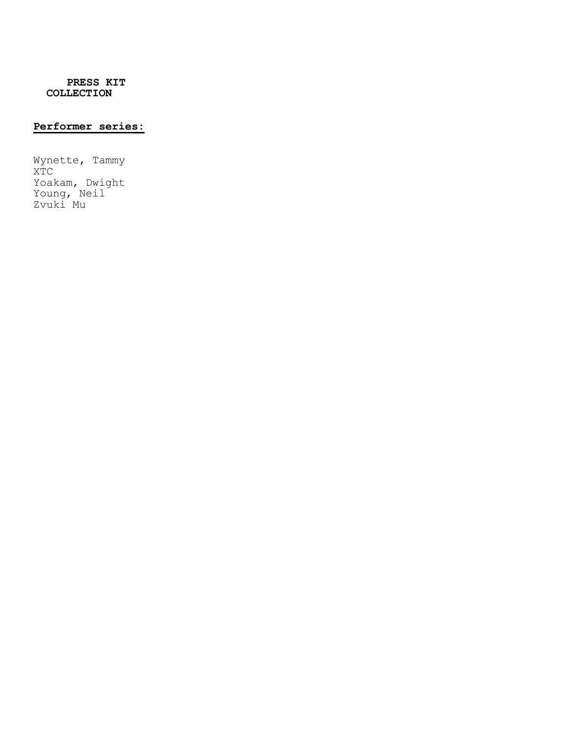**PRESS KIT COLLECTION**

**Performer series:**

Wynette, Tammy
XTC
Yoakam, Dwight
Young, Neil
Zvuki Mu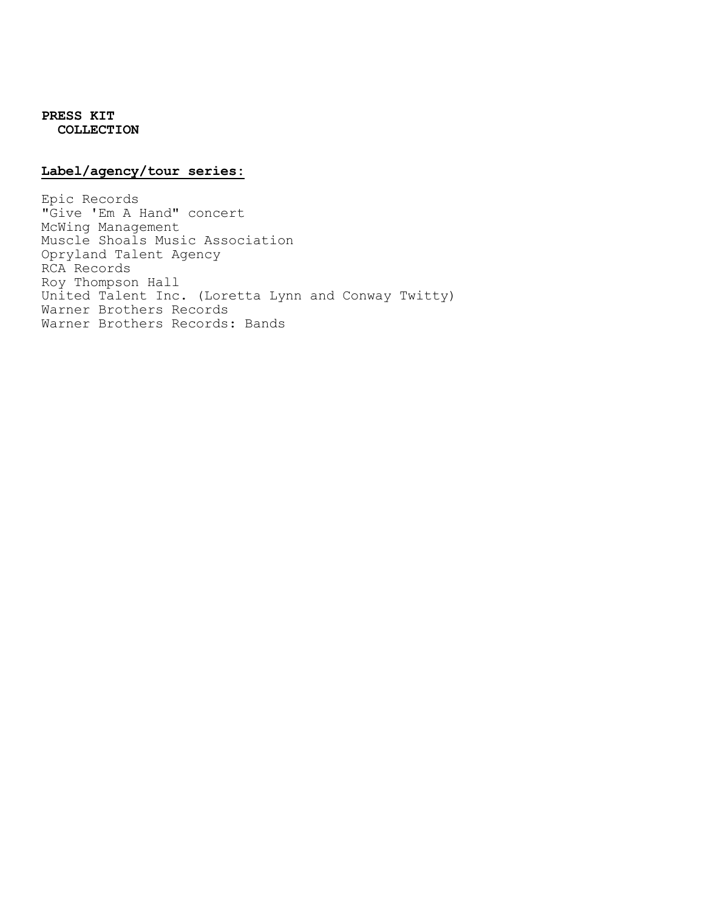**PRESS KIT COLLECTION**

**Label/agency/tour series:**

Epic Records
"Give 'Em A Hand" concert
McWing Management
Muscle Shoals Music Association
Opryland Talent Agency
RCA Records
Roy Thompson Hall
United Talent Inc. (Loretta Lynn and Conway Twitty)
Warner Brothers Records
Warner Brothers Records: Bands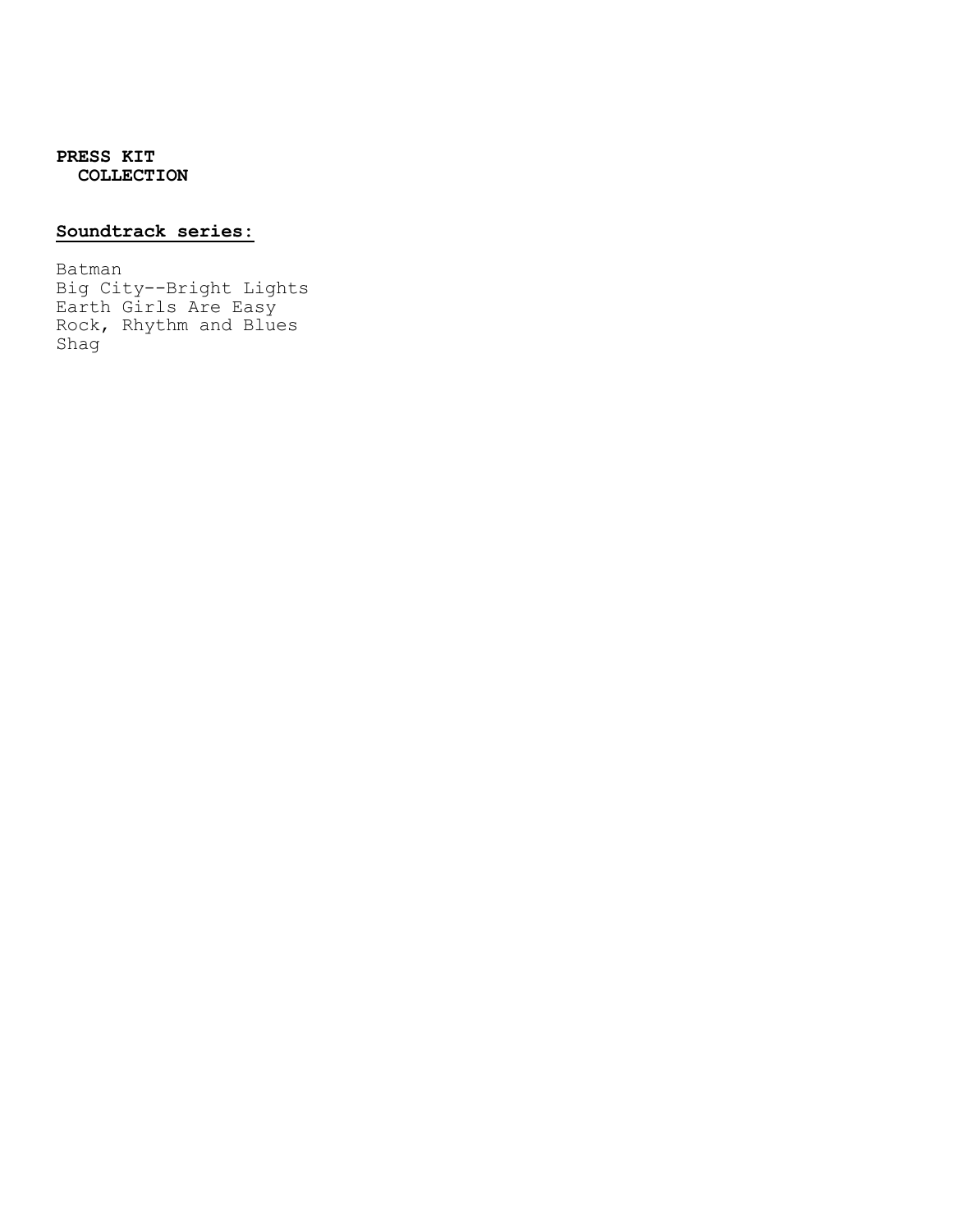**PRESS KIT**
**COLLECTION**

**Soundtrack series:**

Batman
Big City--Bright Lights
Earth Girls Are Easy
Rock, Rhythm and Blues
Shag